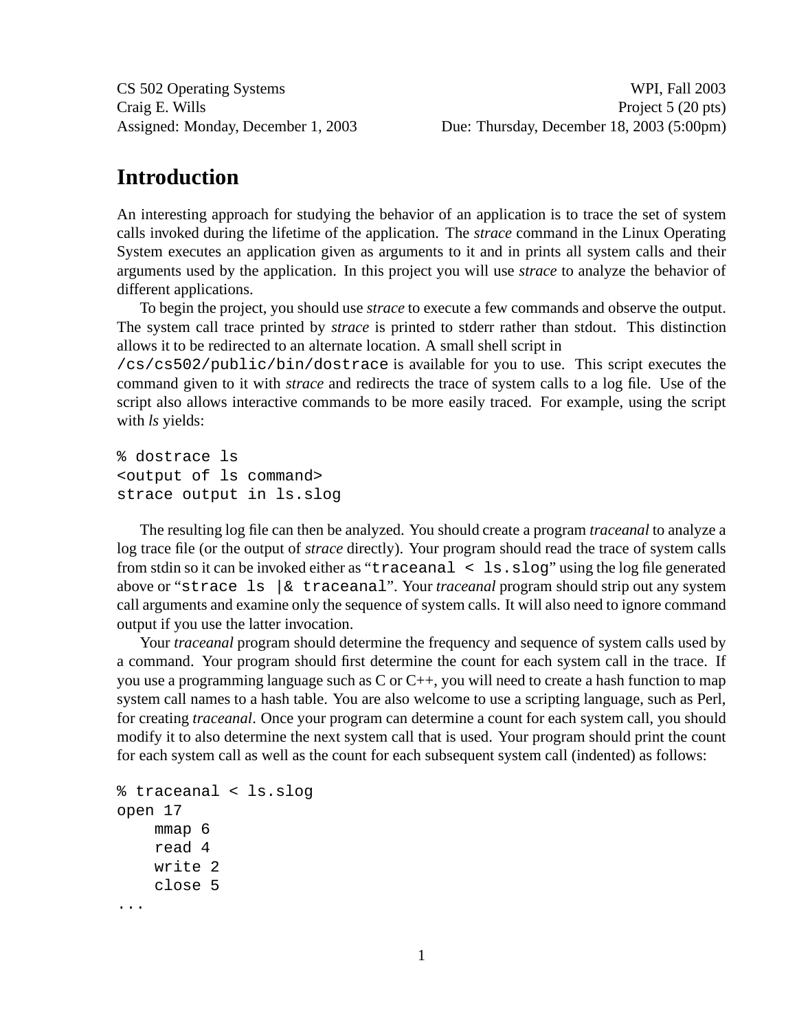CS 502 Operating Systems | WPI, Fall 2003
Craig E. Wills | Project 5 (20 pts)
Assigned: Monday, December 1, 2003 | Due: Thursday, December 18, 2003 (5:00pm)

# Introduction

An interesting approach for studying the behavior of an application is to trace the set of system calls invoked during the lifetime of the application. The *strace* command in the Linux Operating System executes an application given as arguments to it and in prints all system calls and their arguments used by the application. In this project you will use *strace* to analyze the behavior of different applications.

To begin the project, you should use *strace* to execute a few commands and observe the output. The system call trace printed by *strace* is printed to stderr rather than stdout. This distinction allows it to be redirected to an alternate location. A small shell script in `/cs/cs502/public/bin/dostrace` is available for you to use. This script executes the command given to it with *strace* and redirects the trace of system calls to a log file. Use of the script also allows interactive commands to be more easily traced. For example, using the script with *ls* yields:

```
% dostrace ls
<output of ls command>
strace output in ls.slog
```

The resulting log file can then be analyzed. You should create a program *traceanal* to analyze a log trace file (or the output of *strace* directly). Your program should read the trace of system calls from stdin so it can be invoked either as "`traceanal < ls.slog`" using the log file generated above or "`strace ls |& traceanal`". Your *traceanal* program should strip out any system call arguments and examine only the sequence of system calls. It will also need to ignore command output if you use the latter invocation.

Your *traceanal* program should determine the frequency and sequence of system calls used by a command. Your program should first determine the count for each system call in the trace. If you use a programming language such as C or C++, you will need to create a hash function to map system call names to a hash table. You are also welcome to use a scripting language, such as Perl, for creating *traceanal*. Once your program can determine a count for each system call, you should modify it to also determine the next system call that is used. Your program should print the count for each system call as well as the count for each subsequent system call (indented) as follows:

```
% traceanal < ls.slog
open 17
    mmap 6
    read 4
    write 2
    close 5
...
```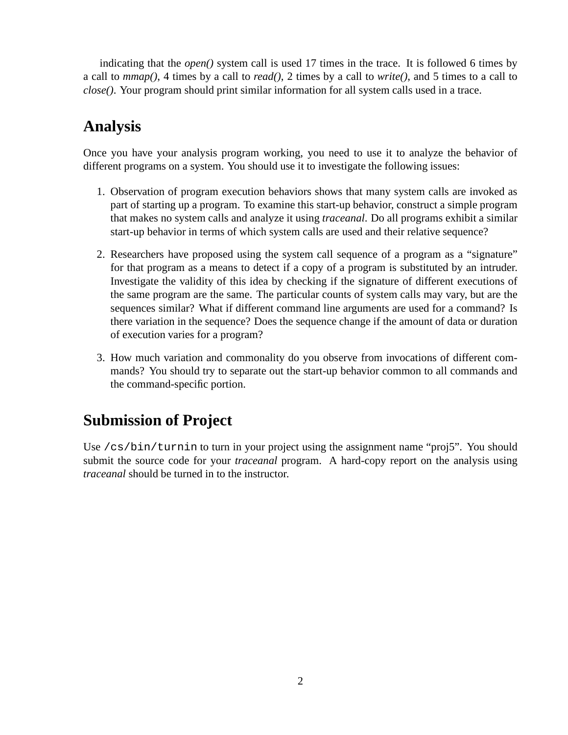indicating that the *open()* system call is used 17 times in the trace. It is followed 6 times by a call to *mmap()*, 4 times by a call to *read()*, 2 times by a call to *write()*, and 5 times to a call to *close()*. Your program should print similar information for all system calls used in a trace.

## Analysis

Once you have your analysis program working, you need to use it to analyze the behavior of different programs on a system. You should use it to investigate the following issues:

1. Observation of program execution behaviors shows that many system calls are invoked as part of starting up a program. To examine this start-up behavior, construct a simple program that makes no system calls and analyze it using *traceanal*. Do all programs exhibit a similar start-up behavior in terms of which system calls are used and their relative sequence?

2. Researchers have proposed using the system call sequence of a program as a "signature" for that program as a means to detect if a copy of a program is substituted by an intruder. Investigate the validity of this idea by checking if the signature of different executions of the same program are the same. The particular counts of system calls may vary, but are the sequences similar? What if different command line arguments are used for a command? Is there variation in the sequence? Does the sequence change if the amount of data or duration of execution varies for a program?

3. How much variation and commonality do you observe from invocations of different commands? You should try to separate out the start-up behavior common to all commands and the command-specific portion.

## Submission of Project

Use `/cs/bin/turnin` to turn in your project using the assignment name "proj5". You should submit the source code for your *traceanal* program. A hard-copy report on the analysis using *traceanal* should be turned in to the instructor.